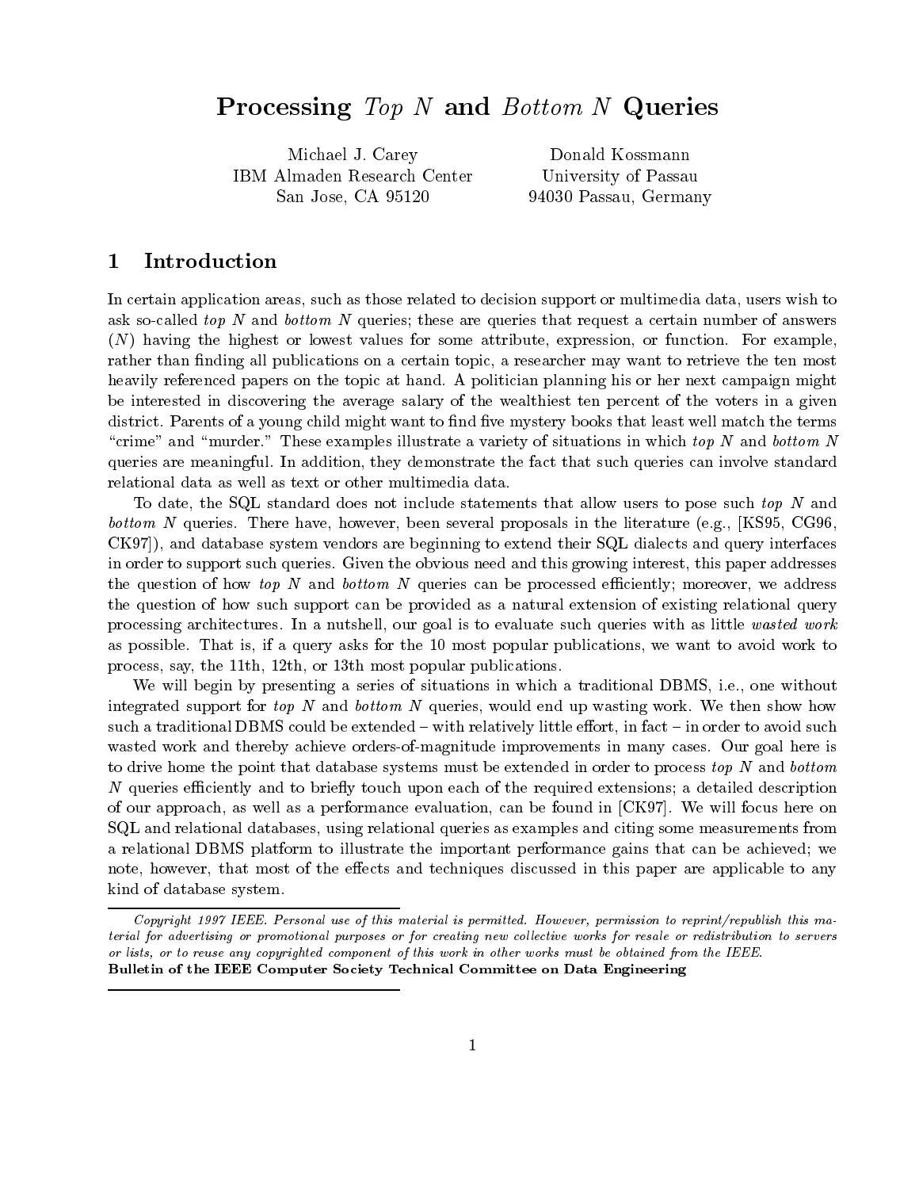# Processing *Top N* and *Bottom N* Queries

Michael J. Carey
IBM Almaden Research Center
San Jose, CA 95120

Donald Kossmann
University of Passau
94030 Passau, Germany

## 1 Introduction

In certain application areas, such as those related to decision support or multimedia data, users wish to ask so-called *top N* and *bottom N* queries; these are queries that request a certain number of answers ($N$) having the highest or lowest values for some attribute, expression, or function. For example, rather than finding all publications on a certain topic, a researcher may want to retrieve the ten most heavily referenced papers on the topic at hand. A politician planning his or her next campaign might be interested in discovering the average salary of the wealthiest ten percent of the voters in a given district. Parents of a young child might want to find five mystery books that least well match the terms "crime" and "murder." These examples illustrate a variety of situations in which *top N* and *bottom N* queries are meaningful. In addition, they demonstrate the fact that such queries can involve standard relational data as well as text or other multimedia data.

To date, the SQL standard does not include statements that allow users to pose such *top N* and *bottom N* queries. There have, however, been several proposals in the literature (e.g., [KS95, CG96, CK97]), and database system vendors are beginning to extend their SQL dialects and query interfaces in order to support such queries. Given the obvious need and this growing interest, this paper addresses the question of how *top N* and *bottom N* queries can be processed efficiently; moreover, we address the question of how such support can be provided as a natural extension of existing relational query processing architectures. In a nutshell, our goal is to evaluate such queries with as little *wasted work* as possible. That is, if a query asks for the 10 most popular publications, we want to avoid work to process, say, the 11th, 12th, or 13th most popular publications.

We will begin by presenting a series of situations in which a traditional DBMS, i.e., one without integrated support for *top N* and *bottom N* queries, would end up wasting work. We then show how such a traditional DBMS could be extended – with relatively little effort, in fact – in order to avoid such wasted work and thereby achieve orders-of-magnitude improvements in many cases. Our goal here is to drive home the point that database systems must be extended in order to process *top N* and *bottom N* queries efficiently and to briefly touch upon each of the required extensions; a detailed description of our approach, as well as a performance evaluation, can be found in [CK97]. We will focus here on SQL and relational databases, using relational queries as examples and citing some measurements from a relational DBMS platform to illustrate the important performance gains that can be achieved; we note, however, that most of the effects and techniques discussed in this paper are applicable to any kind of database system.

---

*Copyright 1997 IEEE. Personal use of this material is permitted. However, permission to reprint/republish this material for advertising or promotional purposes or for creating new collective works for resale or redistribution to servers or lists, or to reuse any copyrighted component of this work in other works must be obtained from the IEEE.*
**Bulletin of the IEEE Computer Society Technical Committee on Data Engineering**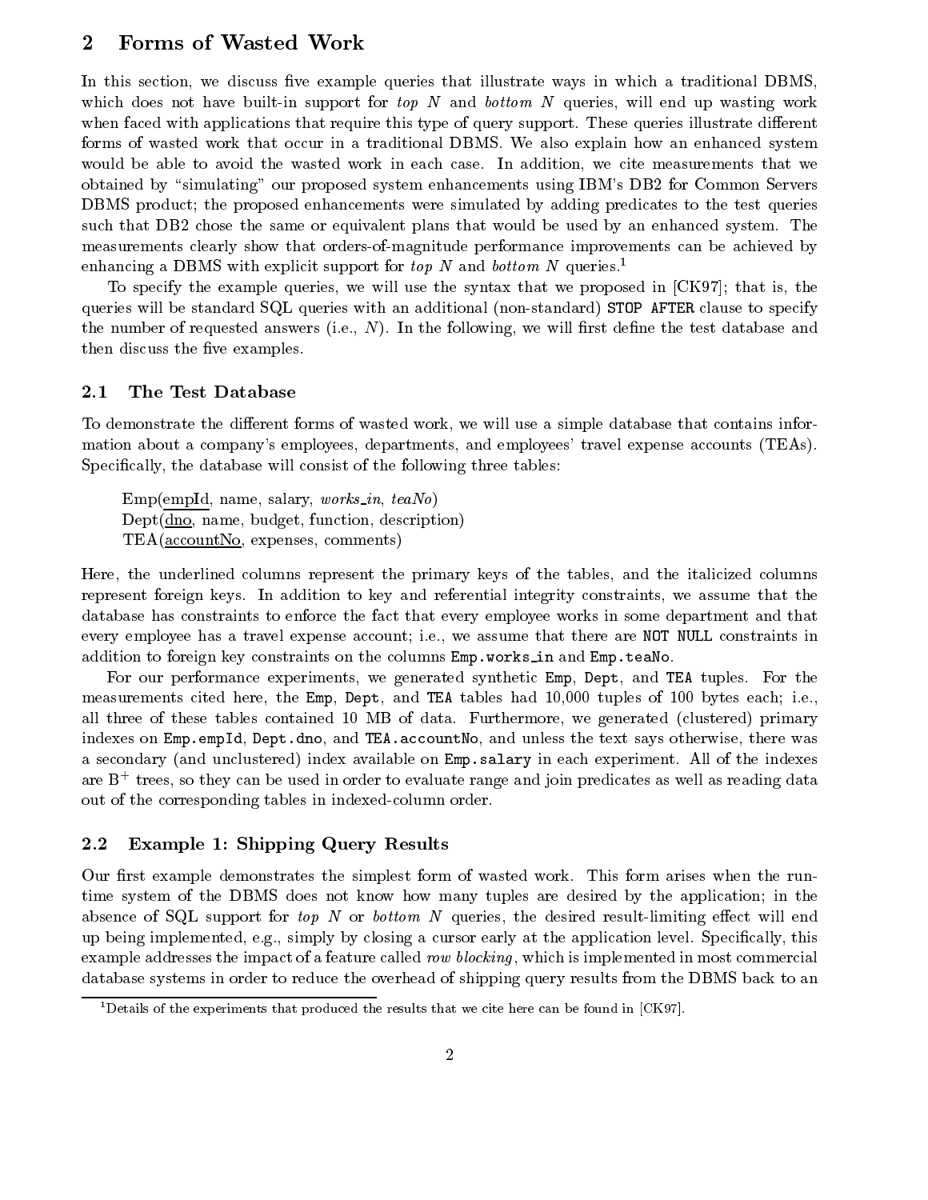## 2 Forms of Wasted Work

In this section, we discuss five example queries that illustrate ways in which a traditional DBMS, which does not have built-in support for *top N* and *bottom N* queries, will end up wasting work when faced with applications that require this type of query support. These queries illustrate different forms of wasted work that occur in a traditional DBMS. We also explain how an enhanced system would be able to avoid the wasted work in each case. In addition, we cite measurements that we obtained by "simulating" our proposed system enhancements using IBM's DB2 for Common Servers DBMS product; the proposed enhancements were simulated by adding predicates to the test queries such that DB2 chose the same or equivalent plans that would be used by an enhanced system. The measurements clearly show that orders-of-magnitude performance improvements can be achieved by enhancing a DBMS with explicit support for *top N* and *bottom N* queries.[1]

To specify the example queries, we will use the syntax that we proposed in [CK97]; that is, the queries will be standard SQL queries with an additional (non-standard) `STOP AFTER` clause to specify the number of requested answers (i.e., $N$). In the following, we will first define the test database and then discuss the five examples.

### 2.1 The Test Database

To demonstrate the different forms of wasted work, we will use a simple database that contains information about a company's employees, departments, and employees' travel expense accounts (TEAs). Specifically, the database will consist of the following three tables:

> Emp(<u>empId</u>, name, salary, *works_in*, *teaNo*)
> Dept(<u>dno</u>, name, budget, function, description)
> TEA(<u>accountNo</u>, expenses, comments)

Here, the underlined columns represent the primary keys of the tables, and the italicized columns represent foreign keys. In addition to key and referential integrity constraints, we assume that the database has constraints to enforce the fact that every employee works in some department and that every employee has a travel expense account; i.e., we assume that there are `NOT NULL` constraints in addition to foreign key constraints on the columns `Emp.works_in` and `Emp.teaNo`.

For our performance experiments, we generated synthetic `Emp`, `Dept`, and `TEA` tuples. For the measurements cited here, the `Emp`, `Dept`, and `TEA` tables had 10,000 tuples of 100 bytes each; i.e., all three of these tables contained 10 MB of data. Furthermore, we generated (clustered) primary indexes on `Emp.empId`, `Dept.dno`, and `TEA.accountNo`, and unless the text says otherwise, there was a secondary (and unclustered) index available on `Emp.salary` in each experiment. All of the indexes are $B^+$ trees, so they can be used in order to evaluate range and join predicates as well as reading data out of the corresponding tables in indexed-column order.

### 2.2 Example 1: Shipping Query Results

Our first example demonstrates the simplest form of wasted work. This form arises when the run-time system of the DBMS does not know how many tuples are desired by the application; in the absence of SQL support for *top N* or *bottom N* queries, the desired result-limiting effect will end up being implemented, e.g., simply by closing a cursor early at the application level. Specifically, this example addresses the impact of a feature called *row blocking*, which is implemented in most commercial database systems in order to reduce the overhead of shipping query results from the DBMS back to an

[1] Details of the experiments that produced the results that we cite here can be found in [CK97].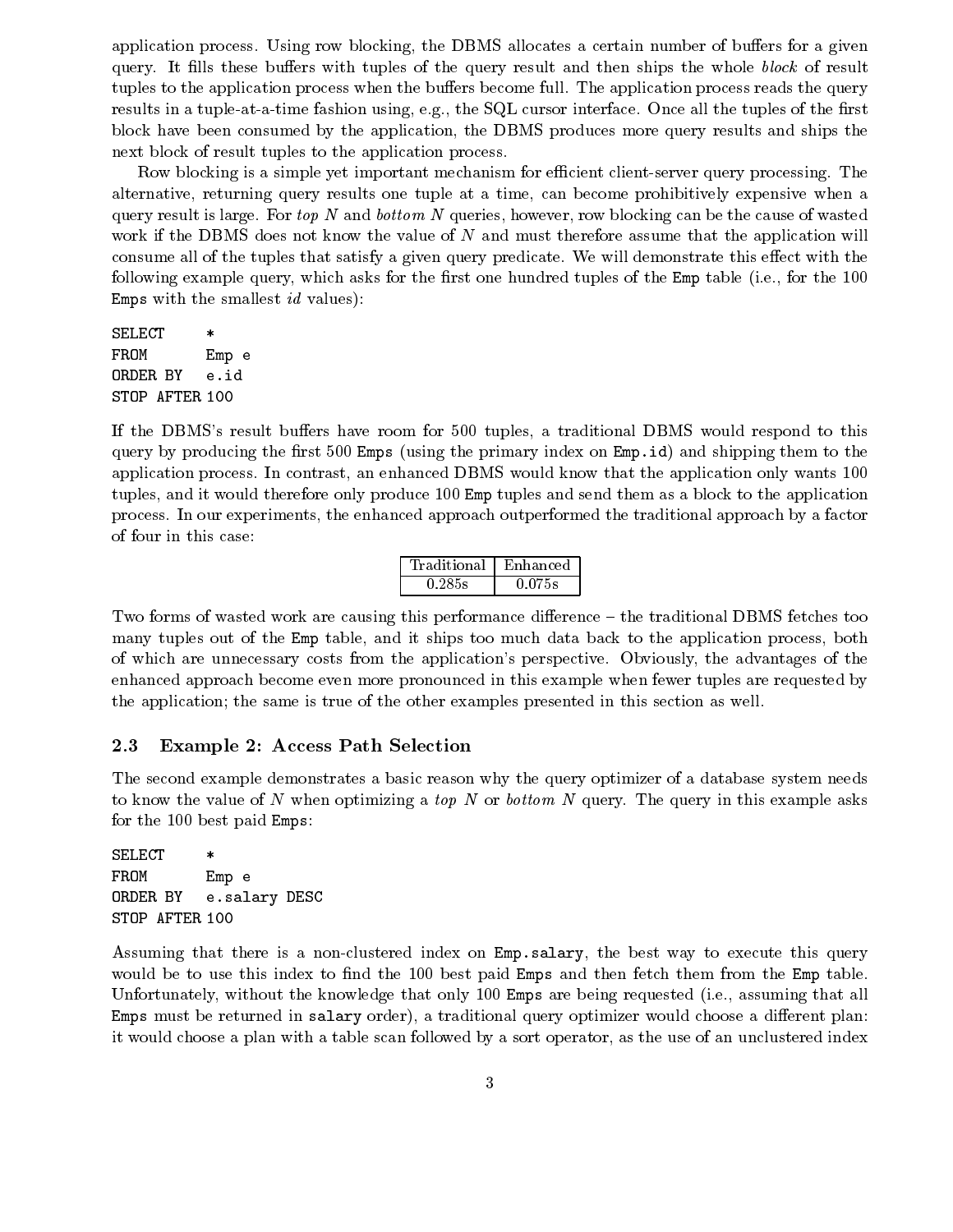application process. Using row blocking, the DBMS allocates a certain number of buffers for a given query. It fills these buffers with tuples of the query result and then ships the whole *block* of result tuples to the application process when the buffers become full. The application process reads the query results in a tuple-at-a-time fashion using, e.g., the SQL cursor interface. Once all the tuples of the first block have been consumed by the application, the DBMS produces more query results and ships the next block of result tuples to the application process.

Row blocking is a simple yet important mechanism for efficient client-server query processing. The alternative, returning query results one tuple at a time, can become prohibitively expensive when a query result is large. For *top N* and *bottom N* queries, however, row blocking can be the cause of wasted work if the DBMS does not know the value of $N$ and must therefore assume that the application will consume all of the tuples that satisfy a given query predicate. We will demonstrate this effect with the following example query, which asks for the first one hundred tuples of the Emp table (i.e., for the 100 Emps with the smallest *id* values):

```
SELECT     *
FROM       Emp e
ORDER BY   e.id
STOP AFTER 100
```

If the DBMS's result buffers have room for 500 tuples, a traditional DBMS would respond to this query by producing the first 500 Emps (using the primary index on Emp.id) and shipping them to the application process. In contrast, an enhanced DBMS would know that the application only wants 100 tuples, and it would therefore only produce 100 Emp tuples and send them as a block to the application process. In our experiments, the enhanced approach outperformed the traditional approach by a factor of four in this case:

| Traditional | Enhanced |
|---|---|
| 0.285s | 0.075s |

Two forms of wasted work are causing this performance difference – the traditional DBMS fetches too many tuples out of the Emp table, and it ships too much data back to the application process, both of which are unnecessary costs from the application's perspective. Obviously, the advantages of the enhanced approach become even more pronounced in this example when fewer tuples are requested by the application; the same is true of the other examples presented in this section as well.

### 2.3 Example 2: Access Path Selection

The second example demonstrates a basic reason why the query optimizer of a database system needs to know the value of $N$ when optimizing a *top N* or *bottom N* query. The query in this example asks for the 100 best paid Emps:

```
SELECT     *
FROM       Emp e
ORDER BY   e.salary DESC
STOP AFTER 100
```

Assuming that there is a non-clustered index on Emp.salary, the best way to execute this query would be to use this index to find the 100 best paid Emps and then fetch them from the Emp table. Unfortunately, without the knowledge that only 100 Emps are being requested (i.e., assuming that all Emps must be returned in salary order), a traditional query optimizer would choose a different plan: it would choose a plan with a table scan followed by a sort operator, as the use of an unclustered index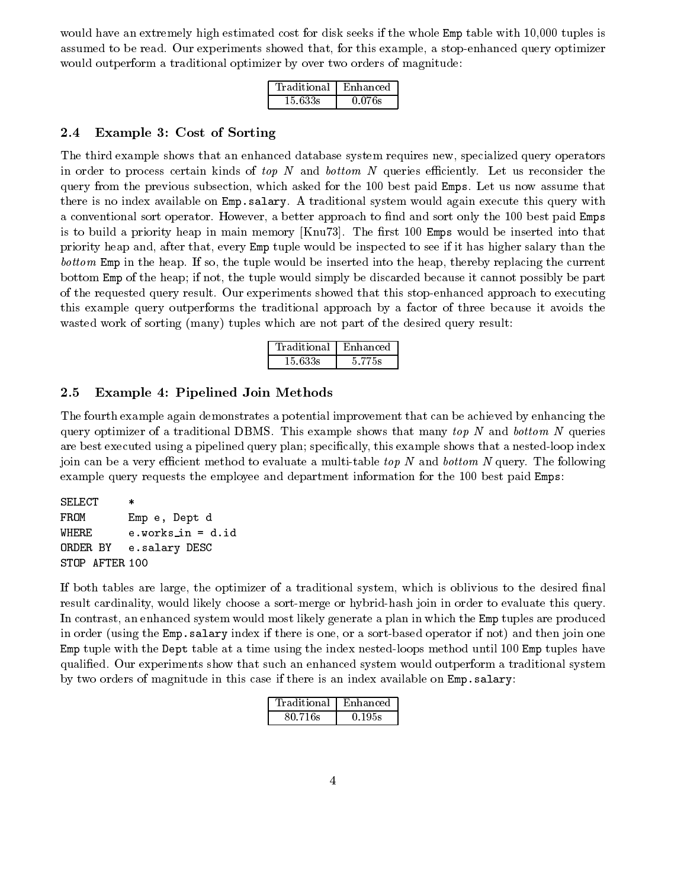would have an extremely high estimated cost for disk seeks if the whole Emp table with 10,000 tuples is assumed to be read. Our experiments showed that, for this example, a stop-enhanced query optimizer would outperform a traditional optimizer by over two orders of magnitude:

| Traditional | Enhanced |
|---|---|
| 15.633s | 0.076s |

### 2.4 Example 3: Cost of Sorting

The third example shows that an enhanced database system requires new, specialized query operators in order to process certain kinds of *top N* and *bottom N* queries efficiently. Let us reconsider the query from the previous subsection, which asked for the 100 best paid Emps. Let us now assume that there is no index available on Emp.salary. A traditional system would again execute this query with a conventional sort operator. However, a better approach to find and sort only the 100 best paid Emps is to build a priority heap in main memory [Knu73]. The first 100 Emps would be inserted into that priority heap and, after that, every Emp tuple would be inspected to see if it has higher salary than the *bottom* Emp in the heap. If so, the tuple would be inserted into the heap, thereby replacing the current bottom Emp of the heap; if not, the tuple would simply be discarded because it cannot possibly be part of the requested query result. Our experiments showed that this stop-enhanced approach to executing this example query outperforms the traditional approach by a factor of three because it avoids the wasted work of sorting (many) tuples which are not part of the desired query result:

| Traditional | Enhanced |
|---|---|
| 15.633s | 5.775s |

### 2.5 Example 4: Pipelined Join Methods

The fourth example again demonstrates a potential improvement that can be achieved by enhancing the query optimizer of a traditional DBMS. This example shows that many *top N* and *bottom N* queries are best executed using a pipelined query plan; specifically, this example shows that a nested-loop index join can be a very efficient method to evaluate a multi-table *top N* and *bottom N* query. The following example query requests the employee and department information for the 100 best paid Emps:

```
SELECT     *
FROM       Emp e, Dept d
WHERE      e.works_in = d.id
ORDER BY   e.salary DESC
STOP AFTER 100
```

If both tables are large, the optimizer of a traditional system, which is oblivious to the desired final result cardinality, would likely choose a sort-merge or hybrid-hash join in order to evaluate this query. In contrast, an enhanced system would most likely generate a plan in which the Emp tuples are produced in order (using the Emp.salary index if there is one, or a sort-based operator if not) and then join one Emp tuple with the Dept table at a time using the index nested-loops method until 100 Emp tuples have qualified. Our experiments show that such an enhanced system would outperform a traditional system by two orders of magnitude in this case if there is an index available on Emp.salary:

| Traditional | Enhanced |
|---|---|
| 80.716s | 0.195s |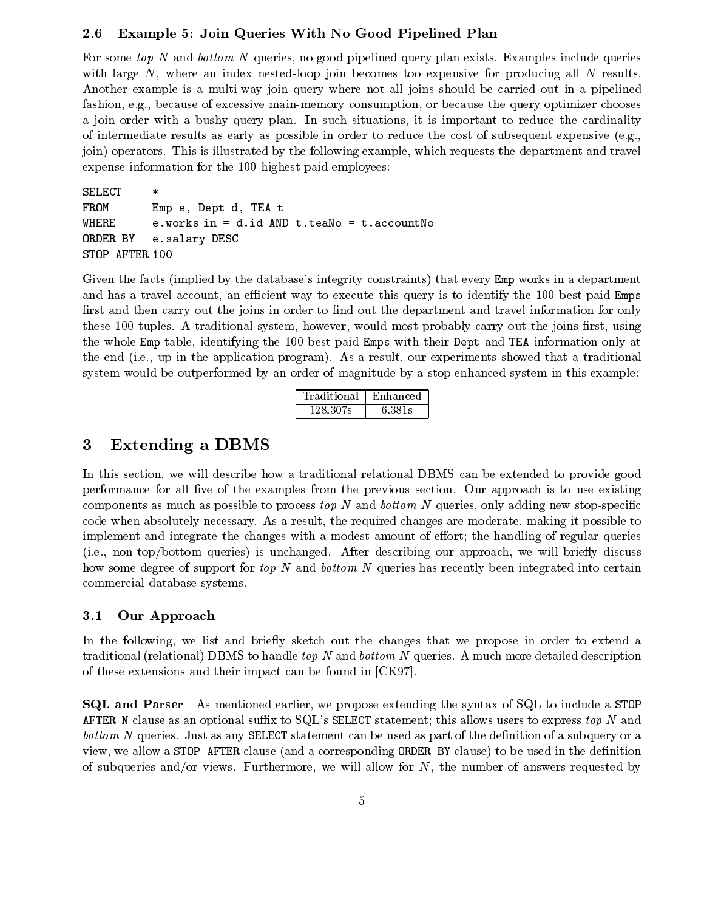### 2.6 Example 5: Join Queries With No Good Pipelined Plan

For some *top N* and *bottom N* queries, no good pipelined query plan exists. Examples include queries with large $N$, where an index nested-loop join becomes too expensive for producing all $N$ results. Another example is a multi-way join query where not all joins should be carried out in a pipelined fashion, e.g., because of excessive main-memory consumption, or because the query optimizer chooses a join order with a bushy query plan. In such situations, it is important to reduce the cardinality of intermediate results as early as possible in order to reduce the cost of subsequent expensive (e.g., join) operators. This is illustrated by the following example, which requests the department and travel expense information for the 100 highest paid employees:

```
SELECT     *
FROM       Emp e, Dept d, TEA t
WHERE      e.works_in = d.id AND t.teaNo = t.accountNo
ORDER BY   e.salary DESC
STOP AFTER 100
```

Given the facts (implied by the database's integrity constraints) that every `Emp` works in a department and has a travel account, an efficient way to execute this query is to identify the 100 best paid `Emps` first and then carry out the joins in order to find out the department and travel information for only these 100 tuples. A traditional system, however, would most probably carry out the joins first, using the whole `Emp` table, identifying the 100 best paid `Emps` with their `Dept` and `TEA` information only at the end (i.e., up in the application program). As a result, our experiments showed that a traditional system would be outperformed by an order of magnitude by a stop-enhanced system in this example:

| Traditional | Enhanced |
|---|---|
| 128.307s | 6.381s |

## 3 Extending a DBMS

In this section, we will describe how a traditional relational DBMS can be extended to provide good performance for all five of the examples from the previous section. Our approach is to use existing components as much as possible to process *top N* and *bottom N* queries, only adding new stop-specific code when absolutely necessary. As a result, the required changes are moderate, making it possible to implement and integrate the changes with a modest amount of effort; the handling of regular queries (i.e., non-top/bottom queries) is unchanged. After describing our approach, we will briefly discuss how some degree of support for *top N* and *bottom N* queries has recently been integrated into certain commercial database systems.

### 3.1 Our Approach

In the following, we list and briefly sketch out the changes that we propose in order to extend a traditional (relational) DBMS to handle *top N* and *bottom N* queries. A much more detailed description of these extensions and their impact can be found in [CK97].

**SQL and Parser** As mentioned earlier, we propose extending the syntax of SQL to include a `STOP AFTER N` clause as an optional suffix to SQL's `SELECT` statement; this allows users to express *top N* and *bottom N* queries. Just as any `SELECT` statement can be used as part of the definition of a subquery or a view, we allow a `STOP AFTER` clause (and a corresponding `ORDER BY` clause) to be used in the definition of subqueries and/or views. Furthermore, we will allow for $N$, the number of answers requested by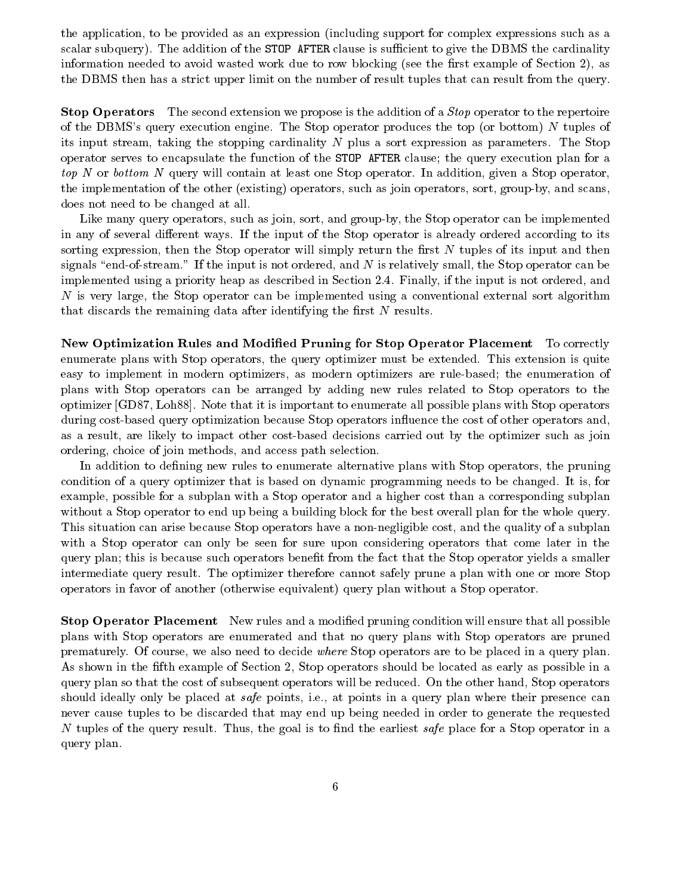the application, to be provided as an expression (including support for complex expressions such as a scalar subquery). The addition of the `STOP AFTER` clause is sufficient to give the DBMS the cardinality information needed to avoid wasted work due to row blocking (see the first example of Section 2), as the DBMS then has a strict upper limit on the number of result tuples that can result from the query.

**Stop Operators** The second extension we propose is the addition of a *Stop* operator to the repertoire of the DBMS's query execution engine. The Stop operator produces the top (or bottom) $N$ tuples of its input stream, taking the stopping cardinality $N$ plus a sort expression as parameters. The Stop operator serves to encapsulate the function of the `STOP AFTER` clause; the query execution plan for a *top N* or *bottom N* query will contain at least one Stop operator. In addition, given a Stop operator, the implementation of the other (existing) operators, such as join operators, sort, group-by, and scans, does not need to be changed at all.

Like many query operators, such as join, sort, and group-by, the Stop operator can be implemented in any of several different ways. If the input of the Stop operator is already ordered according to its sorting expression, then the Stop operator will simply return the first $N$ tuples of its input and then signals "end-of-stream." If the input is not ordered, and $N$ is relatively small, the Stop operator can be implemented using a priority heap as described in Section 2.4. Finally, if the input is not ordered, and $N$ is very large, the Stop operator can be implemented using a conventional external sort algorithm that discards the remaining data after identifying the first $N$ results.

**New Optimization Rules and Modified Pruning for Stop Operator Placement** To correctly enumerate plans with Stop operators, the query optimizer must be extended. This extension is quite easy to implement in modern optimizers, as modern optimizers are rule-based; the enumeration of plans with Stop operators can be arranged by adding new rules related to Stop operators to the optimizer [GD87, Loh88]. Note that it is important to enumerate all possible plans with Stop operators during cost-based query optimization because Stop operators influence the cost of other operators and, as a result, are likely to impact other cost-based decisions carried out by the optimizer such as join ordering, choice of join methods, and access path selection.

In addition to defining new rules to enumerate alternative plans with Stop operators, the pruning condition of a query optimizer that is based on dynamic programming needs to be changed. It is, for example, possible for a subplan with a Stop operator and a higher cost than a corresponding subplan without a Stop operator to end up being a building block for the best overall plan for the whole query. This situation can arise because Stop operators have a non-negligible cost, and the quality of a subplan with a Stop operator can only be seen for sure upon considering operators that come later in the query plan; this is because such operators benefit from the fact that the Stop operator yields a smaller intermediate query result. The optimizer therefore cannot safely prune a plan with one or more Stop operators in favor of another (otherwise equivalent) query plan without a Stop operator.

**Stop Operator Placement** New rules and a modified pruning condition will ensure that all possible plans with Stop operators are enumerated and that no query plans with Stop operators are pruned prematurely. Of course, we also need to decide *where* Stop operators are to be placed in a query plan. As shown in the fifth example of Section 2, Stop operators should be located as early as possible in a query plan so that the cost of subsequent operators will be reduced. On the other hand, Stop operators should ideally only be placed at *safe* points, i.e., at points in a query plan where their presence can never cause tuples to be discarded that may end up being needed in order to generate the requested $N$ tuples of the query result. Thus, the goal is to find the earliest *safe* place for a Stop operator in a query plan.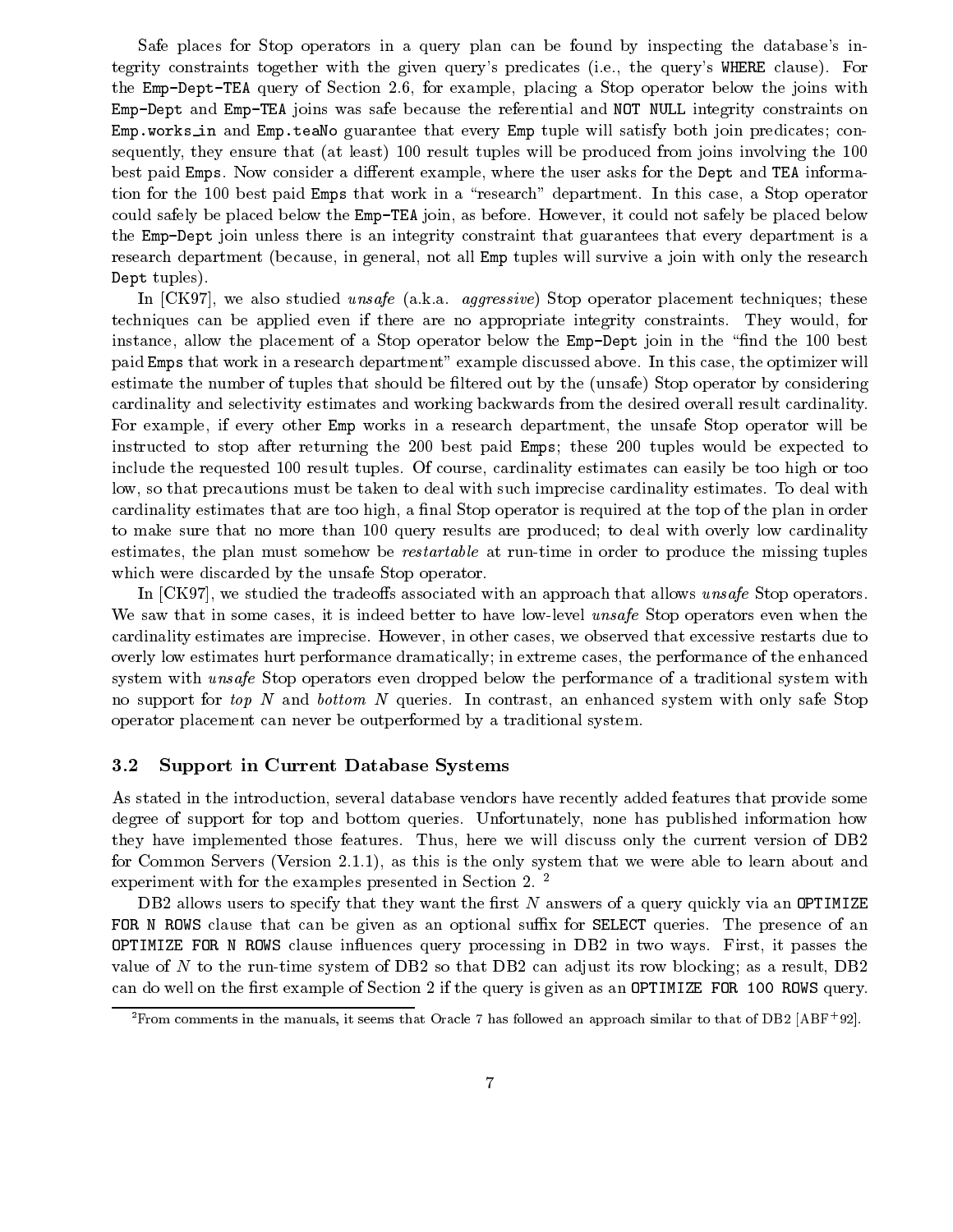Safe places for Stop operators in a query plan can be found by inspecting the database's integrity constraints together with the given query's predicates (i.e., the query's `WHERE` clause). For the `Emp-Dept-TEA` query of Section 2.6, for example, placing a Stop operator below the joins with `Emp-Dept` and `Emp-TEA` joins was safe because the referential and `NOT NULL` integrity constraints on `Emp.works_in` and `Emp.teaNo` guarantee that every `Emp` tuple will satisfy both join predicates; consequently, they ensure that (at least) 100 result tuples will be produced from joins involving the 100 best paid `Emps`. Now consider a different example, where the user asks for the `Dept` and `TEA` information for the 100 best paid `Emps` that work in a "research" department. In this case, a Stop operator could safely be placed below the `Emp-TEA` join, as before. However, it could not safely be placed below the `Emp-Dept` join unless there is an integrity constraint that guarantees that every department is a research department (because, in general, not all `Emp` tuples will survive a join with only the research `Dept` tuples).

In [CK97], we also studied *unsafe* (a.k.a. *aggressive*) Stop operator placement techniques; these techniques can be applied even if there are no appropriate integrity constraints. They would, for instance, allow the placement of a Stop operator below the `Emp-Dept` join in the "find the 100 best paid `Emps` that work in a research department" example discussed above. In this case, the optimizer will estimate the number of tuples that should be filtered out by the (unsafe) Stop operator by considering cardinality and selectivity estimates and working backwards from the desired overall result cardinality. For example, if every other `Emp` works in a research department, the unsafe Stop operator will be instructed to stop after returning the 200 best paid `Emps`; these 200 tuples would be expected to include the requested 100 result tuples. Of course, cardinality estimates can easily be too high or too low, so that precautions must be taken to deal with such imprecise cardinality estimates. To deal with cardinality estimates that are too high, a final Stop operator is required at the top of the plan in order to make sure that no more than 100 query results are produced; to deal with overly low cardinality estimates, the plan must somehow be *restartable* at run-time in order to produce the missing tuples which were discarded by the unsafe Stop operator.

In [CK97], we studied the tradeoffs associated with an approach that allows *unsafe* Stop operators. We saw that in some cases, it is indeed better to have low-level *unsafe* Stop operators even when the cardinality estimates are imprecise. However, in other cases, we observed that excessive restarts due to overly low estimates hurt performance dramatically; in extreme cases, the performance of the enhanced system with *unsafe* Stop operators even dropped below the performance of a traditional system with no support for *top N* and *bottom N* queries. In contrast, an enhanced system with only safe Stop operator placement can never be outperformed by a traditional system.

### 3.2 Support in Current Database Systems

As stated in the introduction, several database vendors have recently added features that provide some degree of support for top and bottom queries. Unfortunately, none has published information how they have implemented those features. Thus, here we will discuss only the current version of DB2 for Common Servers (Version 2.1.1), as this is the only system that we were able to learn about and experiment with for the examples presented in Section 2. [2]

DB2 allows users to specify that they want the first $N$ answers of a query quickly via an `OPTIMIZE FOR N ROWS` clause that can be given as an optional suffix for `SELECT` queries. The presence of an `OPTIMIZE FOR N ROWS` clause influences query processing in DB2 in two ways. First, it passes the value of $N$ to the run-time system of DB2 so that DB2 can adjust its row blocking; as a result, DB2 can do well on the first example of Section 2 if the query is given as an `OPTIMIZE FOR 100 ROWS` query.

[2] From comments in the manuals, it seems that Oracle 7 has followed an approach similar to that of DB2 [ABF+92].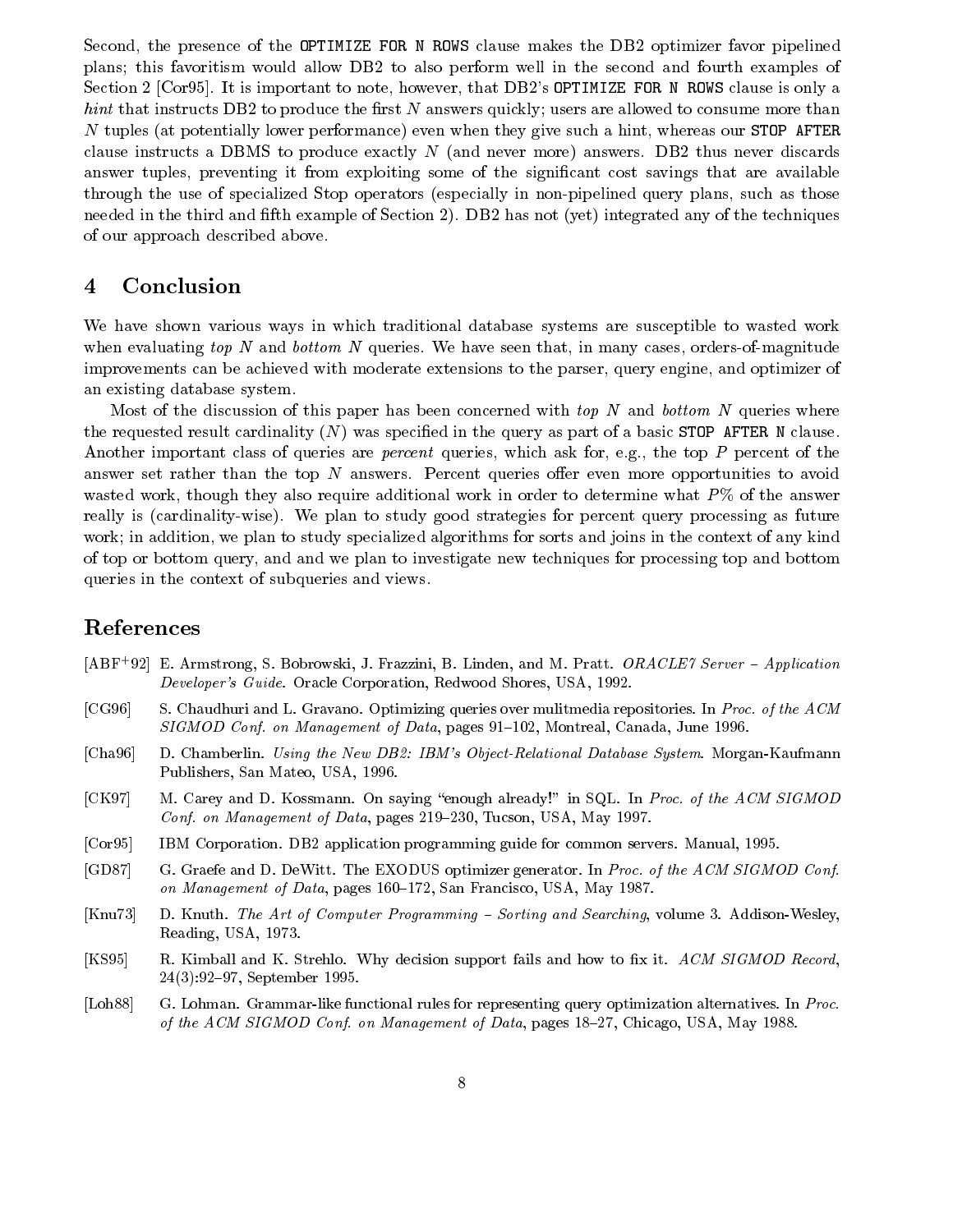Second, the presence of the `OPTIMIZE FOR N ROWS` clause makes the DB2 optimizer favor pipelined plans; this favoritism would allow DB2 to also perform well in the second and fourth examples of Section 2 [Cor95]. It is important to note, however, that DB2's `OPTIMIZE FOR N ROWS` clause is only a *hint* that instructs DB2 to produce the first $N$ answers quickly; users are allowed to consume more than $N$ tuples (at potentially lower performance) even when they give such a hint, whereas our `STOP AFTER` clause instructs a DBMS to produce exactly $N$ (and never more) answers. DB2 thus never discards answer tuples, preventing it from exploiting some of the significant cost savings that are available through the use of specialized Stop operators (especially in non-pipelined query plans, such as those needed in the third and fifth example of Section 2). DB2 has not (yet) integrated any of the techniques of our approach described above.

## 4 Conclusion

We have shown various ways in which traditional database systems are susceptible to wasted work when evaluating *top N* and *bottom N* queries. We have seen that, in many cases, orders-of-magnitude improvements can be achieved with moderate extensions to the parser, query engine, and optimizer of an existing database system.

Most of the discussion of this paper has been concerned with *top N* and *bottom N* queries where the requested result cardinality ($N$) was specified in the query as part of a basic `STOP AFTER N` clause. Another important class of queries are *percent* queries, which ask for, e.g., the top $P$ percent of the answer set rather than the top $N$ answers. Percent queries offer even more opportunities to avoid wasted work, though they also require additional work in order to determine what $P$% of the answer really is (cardinality-wise). We plan to study good strategies for percent query processing as future work; in addition, we plan to study specialized algorithms for sorts and joins in the context of any kind of top or bottom query, and and we plan to investigate new techniques for processing top and bottom queries in the context of subqueries and views.

## References

[ABF+92] E. Armstrong, S. Bobrowski, J. Frazzini, B. Linden, and M. Pratt. *ORACLE7 Server – Application Developer's Guide*. Oracle Corporation, Redwood Shores, USA, 1992.

[CG96] S. Chaudhuri and L. Gravano. Optimizing queries over mulitmedia repositories. In *Proc. of the ACM SIGMOD Conf. on Management of Data*, pages 91–102, Montreal, Canada, June 1996.

[Cha96] D. Chamberlin. *Using the New DB2: IBM's Object-Relational Database System*. Morgan-Kaufmann Publishers, San Mateo, USA, 1996.

[CK97] M. Carey and D. Kossmann. On saying "enough already!" in SQL. In *Proc. of the ACM SIGMOD Conf. on Management of Data*, pages 219–230, Tucson, USA, May 1997.

[Cor95] IBM Corporation. DB2 application programming guide for common servers. Manual, 1995.

[GD87] G. Graefe and D. DeWitt. The EXODUS optimizer generator. In *Proc. of the ACM SIGMOD Conf. on Management of Data*, pages 160–172, San Francisco, USA, May 1987.

[Knu73] D. Knuth. *The Art of Computer Programming – Sorting and Searching*, volume 3. Addison-Wesley, Reading, USA, 1973.

[KS95] R. Kimball and K. Strehlo. Why decision support fails and how to fix it. *ACM SIGMOD Record*, 24(3):92–97, September 1995.

[Loh88] G. Lohman. Grammar-like functional rules for representing query optimization alternatives. In *Proc. of the ACM SIGMOD Conf. on Management of Data*, pages 18–27, Chicago, USA, May 1988.